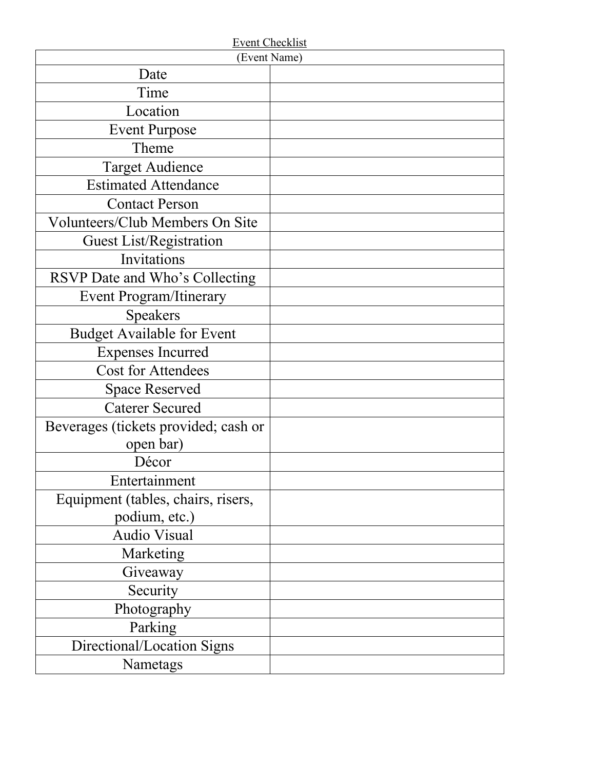Event Checklist

| (Event Name) | |
|---|---|
| Date | |
| Time | |
| Location | |
| Event Purpose | |
| Theme | |
| Target Audience | |
| Estimated Attendance | |
| Contact Person | |
| Volunteers/Club Members On Site | |
| Guest List/Registration | |
| Invitations | |
| RSVP Date and Who's Collecting | |
| Event Program/Itinerary | |
| Speakers | |
| Budget Available for Event | |
| Expenses Incurred | |
| Cost for Attendees | |
| Space Reserved | |
| Caterer Secured | |
| Beverages (tickets provided; cash or open bar) | |
| Décor | |
| Entertainment | |
| Equipment (tables, chairs, risers, podium, etc.) | |
| Audio Visual | |
| Marketing | |
| Giveaway | |
| Security | |
| Photography | |
| Parking | |
| Directional/Location Signs | |
| Nametags | |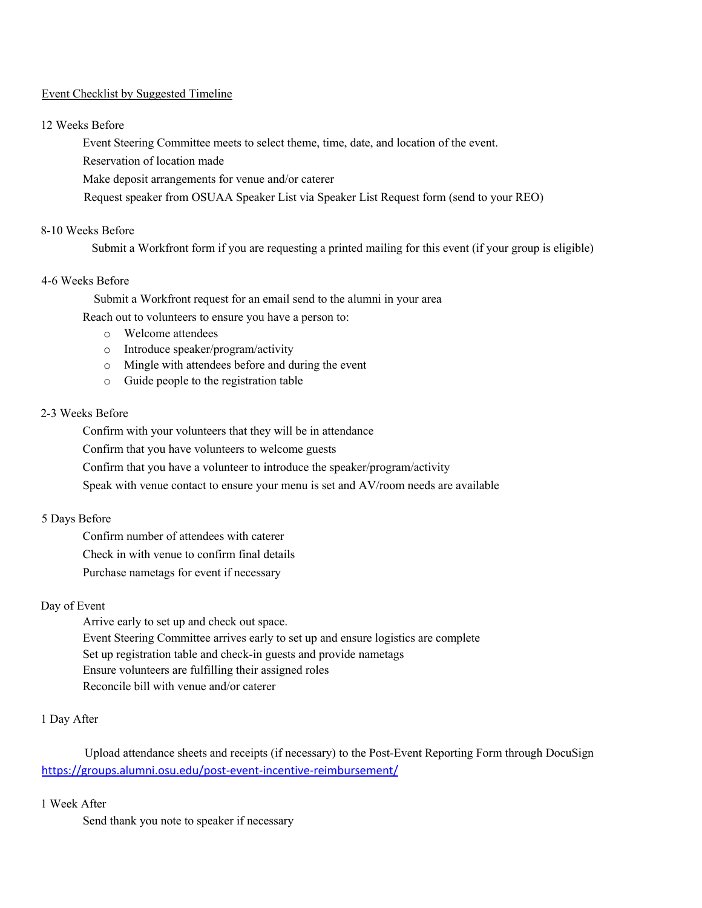Event Checklist by Suggested Timeline

12 Weeks Before

- Event Steering Committee meets to select theme, time, date, and location of the event.
- Reservation of location made
- Make deposit arrangements for venue and/or caterer
- Request speaker from OSUAA Speaker List via Speaker List Request form (send to your REO)

8-10 Weeks Before

- Submit a Workfront form if you are requesting a printed mailing for this event (if your group is eligible)

4-6 Weeks Before

- Submit a Workfront request for an email send to the alumni in your area
- Reach out to volunteers to ensure you have a person to:
  - Welcome attendees
  - Introduce speaker/program/activity
  - Mingle with attendees before and during the event
  - Guide people to the registration table

2-3 Weeks Before

- Confirm with your volunteers that they will be in attendance
- Confirm that you have volunteers to welcome guests
- Confirm that you have a volunteer to introduce the speaker/program/activity
- Speak with venue contact to ensure your menu is set and AV/room needs are available

5 Days Before

- Confirm number of attendees with caterer
- Check in with venue to confirm final details
- Purchase nametags for event if necessary

Day of Event

- Arrive early to set up and check out space.
- Event Steering Committee arrives early to set up and ensure logistics are complete
- Set up registration table and check-in guests and provide nametags
- Ensure volunteers are fulfilling their assigned roles
- Reconcile bill with venue and/or caterer

1 Day After

- Upload attendance sheets and receipts (if necessary) to the Post-Event Reporting Form through DocuSign https://groups.alumni.osu.edu/post-event-incentive-reimbursement/

1 Week After

- Send thank you note to speaker if necessary